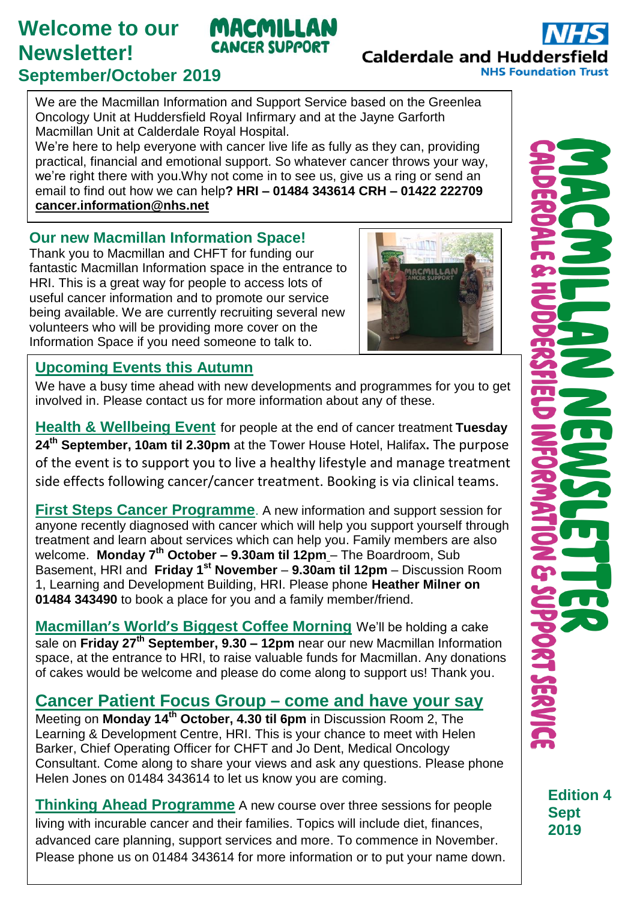# Welcome to our Newsletter!

## September/October 2019

MACMILLAN CANCER SUPPORT

NHS Calderdale and Huddersfield NHS Foundation Trust

We are the Macmillan Information and Support Service based on the Greenlea Oncology Unit at Huddersfield Royal Infirmary and at the Jayne Garforth Macmillan Unit at Calderdale Royal Hospital.
We're here to help everyone with cancer live life as fully as they can, providing practical, financial and emotional support. So whatever cancer throws your way, we're right there with you.Why not come in to see us, give us a ring or send an email to find out how we can help**? HRI – 01484 343614 CRH – 01422 222709** **cancer.information@nhs.net**

## Our new Macmillan Information Space!

Thank you to Macmillan and CHFT for funding our fantastic Macmillan Information space in the entrance to HRI. This is a great way for people to access lots of useful cancer information and to promote our service being available. We are currently recruiting several new volunteers who will be providing more cover on the Information Space if you need someone to talk to.

## Upcoming Events this Autumn

We have a busy time ahead with new developments and programmes for you to get involved in. Please contact us for more information about any of these.

**Health & Wellbeing Event** for people at the end of cancer treatment **Tuesday 24th September, 10am til 2.30pm** at the Tower House Hotel, Halifax**.** The purpose of the event is to support you to live a healthy lifestyle and manage treatment side effects following cancer/cancer treatment. Booking is via clinical teams.

**First Steps Cancer Programme**. A new information and support session for anyone recently diagnosed with cancer which will help you support yourself through treatment and learn about services which can help you. Family members are also welcome. **Monday 7th October – 9.30am til 12pm** – The Boardroom, Sub Basement, HRI and **Friday 1st November** – **9.30am til 12pm** – Discussion Room 1, Learning and Development Building, HRI. Please phone **Heather Milner on 01484 343490** to book a place for you and a family member/friend.

**Macmillan's World's Biggest Coffee Morning** We'll be holding a cake sale on **Friday 27th September, 9.30 – 12pm** near our new Macmillan Information space, at the entrance to HRI, to raise valuable funds for Macmillan. Any donations of cakes would be welcome and please do come along to support us! Thank you.

## Cancer Patient Focus Group – come and have your say

Meeting on **Monday 14th October, 4.30 til 6pm** in Discussion Room 2, The Learning & Development Centre, HRI. This is your chance to meet with Helen Barker, Chief Operating Officer for CHFT and Jo Dent, Medical Oncology Consultant. Come along to share your views and ask any questions. Please phone Helen Jones on 01484 343614 to let us know you are coming.

**Thinking Ahead Programme** A new course over three sessions for people living with incurable cancer and their families. Topics will include diet, finances, advanced care planning, support services and more. To commence in November. Please phone us on 01484 343614 for more information or to put your name down.

MACMILLAN NEWSLETTER
CALDERDALE & HUDDERSFIELD INFORMATION & SUPPORT SERVICE

**Edition 4 Sept 2019**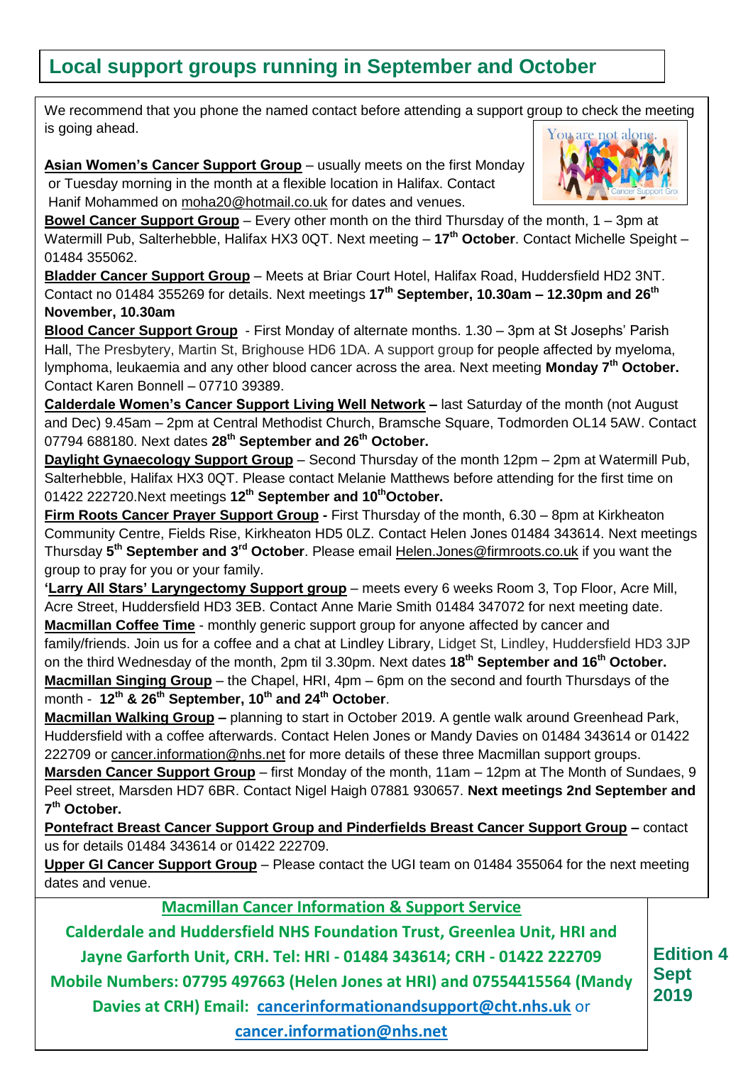## Local support groups running in September and October

We recommend that you phone the named contact before attending a support group to check the meeting is going ahead.

**Asian Women's Cancer Support Group** – usually meets on the first Monday or Tuesday morning in the month at a flexible location in Halifax. Contact Hanif Mohammed on moha20@hotmail.co.uk for dates and venues.

**Bowel Cancer Support Group** – Every other month on the third Thursday of the month, 1 – 3pm at Watermill Pub, Salterhebble, Halifax HX3 0QT. Next meeting – **17th October**. Contact Michelle Speight – 01484 355062.

**Bladder Cancer Support Group** – Meets at Briar Court Hotel, Halifax Road, Huddersfield HD2 3NT. Contact no 01484 355269 for details. Next meetings **17th September, 10.30am – 12.30pm and 26th November, 10.30am**

**Blood Cancer Support Group** - First Monday of alternate months. 1.30 – 3pm at St Josephs' Parish Hall, The Presbytery, Martin St, Brighouse HD6 1DA. A support group for people affected by myeloma, lymphoma, leukaemia and any other blood cancer across the area. Next meeting **Monday 7th October.** Contact Karen Bonnell – 07710 39389.

**Calderdale Women's Cancer Support Living Well Network** – last Saturday of the month (not August and Dec) 9.45am – 2pm at Central Methodist Church, Bramsche Square, Todmorden OL14 5AW. Contact 07794 688180. Next dates **28th September and 26th October.**

**Daylight Gynaecology Support Group** – Second Thursday of the month 12pm – 2pm at Watermill Pub, Salterhebble, Halifax HX3 0QT. Please contact Melanie Matthews before attending for the first time on 01422 222720.Next meetings **12th September and 10th October.**

**Firm Roots Cancer Prayer Support Group** - First Thursday of the month, 6.30 – 8pm at Kirkheaton Community Centre, Fields Rise, Kirkheaton HD5 0LZ. Contact Helen Jones 01484 343614. Next meetings Thursday **5th September and 3rd October**. Please email Helen.Jones@firmroots.co.uk if you want the group to pray for you or your family.

**'Larry All Stars' Laryngectomy Support group** – meets every 6 weeks Room 3, Top Floor, Acre Mill, Acre Street, Huddersfield HD3 3EB. Contact Anne Marie Smith 01484 347072 for next meeting date.

**Macmillan Coffee Time** - monthly generic support group for anyone affected by cancer and family/friends. Join us for a coffee and a chat at Lindley Library, Lidget St, Lindley, Huddersfield HD3 3JP on the third Wednesday of the month, 2pm til 3.30pm. Next dates **18th September and 16th October.**

**Macmillan Singing Group** – the Chapel, HRI, 4pm – 6pm on the second and fourth Thursdays of the month - **12th & 26th September, 10th and 24th October**.

**Macmillan Walking Group** – planning to start in October 2019. A gentle walk around Greenhead Park, Huddersfield with a coffee afterwards. Contact Helen Jones or Mandy Davies on 01484 343614 or 01422 222709 or cancer.information@nhs.net for more details of these three Macmillan support groups.

**Marsden Cancer Support Group** – first Monday of the month, 11am – 12pm at The Month of Sundaes, 9 Peel street, Marsden HD7 6BR. Contact Nigel Haigh 07881 930657. **Next meetings 2nd September and 7th October.**

**Pontefract Breast Cancer Support Group and Pinderfields Breast Cancer Support Group** – contact us for details 01484 343614 or 01422 222709.

**Upper GI Cancer Support Group** – Please contact the UGI team on 01484 355064 for the next meeting dates and venue.

**Macmillan Cancer Information & Support Service**

**Calderdale and Huddersfield NHS Foundation Trust, Greenlea Unit, HRI and Jayne Garforth Unit, CRH. Tel: HRI - 01484 343614; CRH - 01422 222709**

**Mobile Numbers: 07795 497663 (Helen Jones at HRI) and 07554415564 (Mandy Davies at CRH) Email: cancerinformationandsupport@cht.nhs.uk or cancer.information@nhs.net**

**Edition 4 Sept 2019**